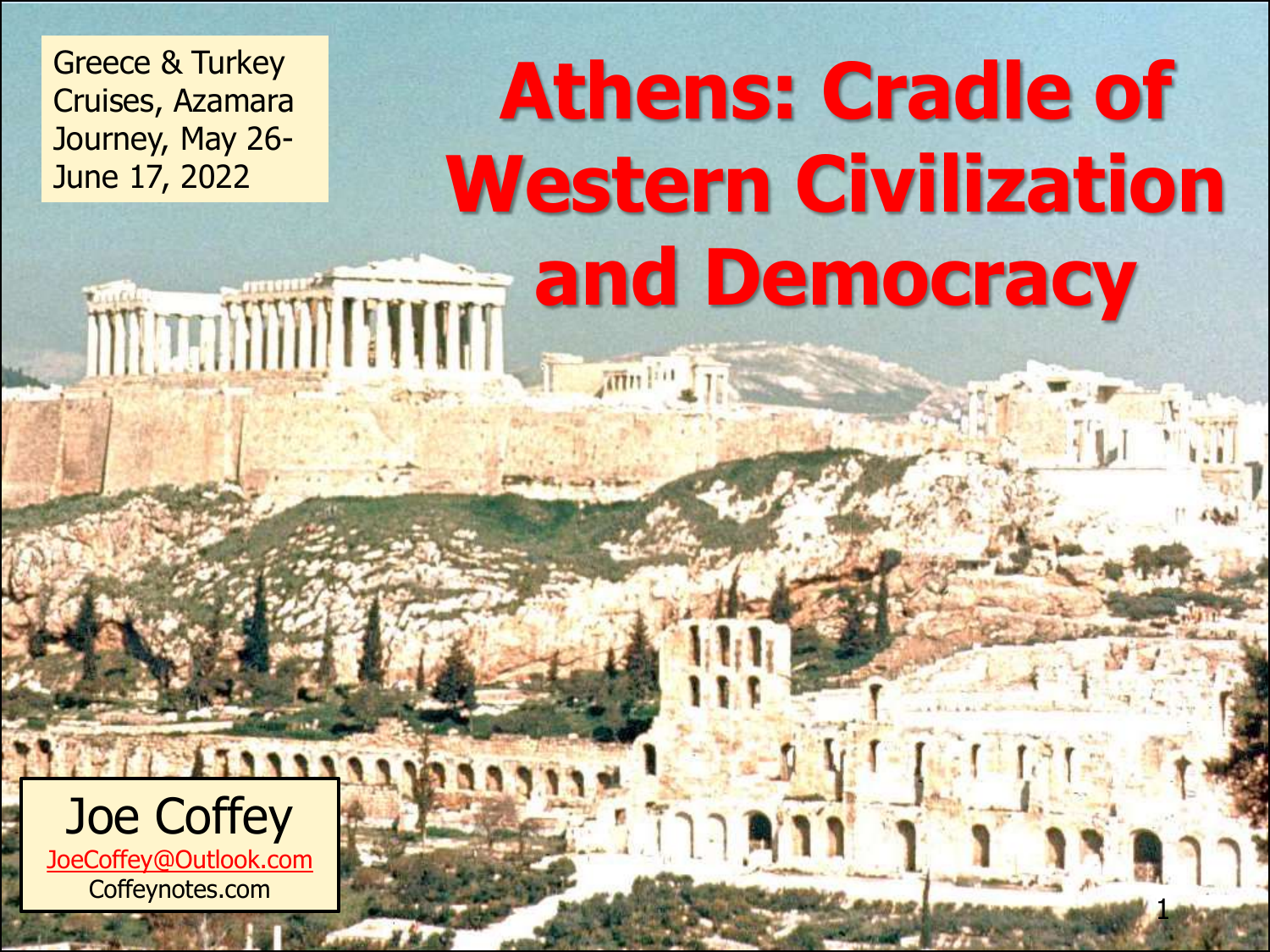Greece & Turkey Cruises, Azamara Journey, May 26-June 17, 2022

# Athens: Cradle of Western Civilization and Democracy

Joe Coffey
JoeCoffey@Outlook.com
Coffeynotes.com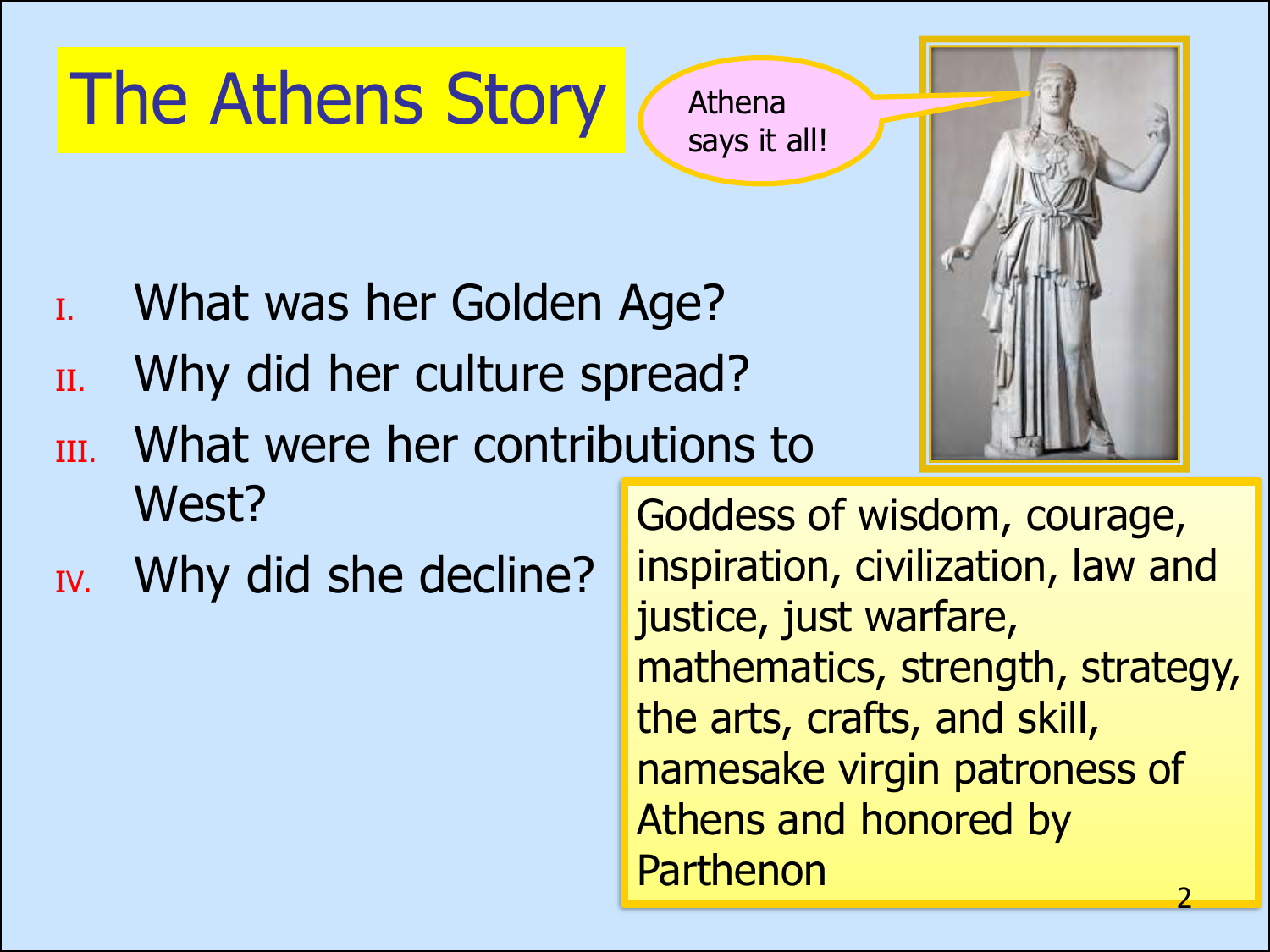# The Athens Story

Athena says it all!

I. What was her Golden Age?
II. Why did her culture spread?
III. What were her contributions to West?
IV. Why did she decline?

Goddess of wisdom, courage, inspiration, civilization, law and justice, just warfare, mathematics, strength, strategy, the arts, crafts, and skill, namesake virgin patroness of Athens and honored by Parthenon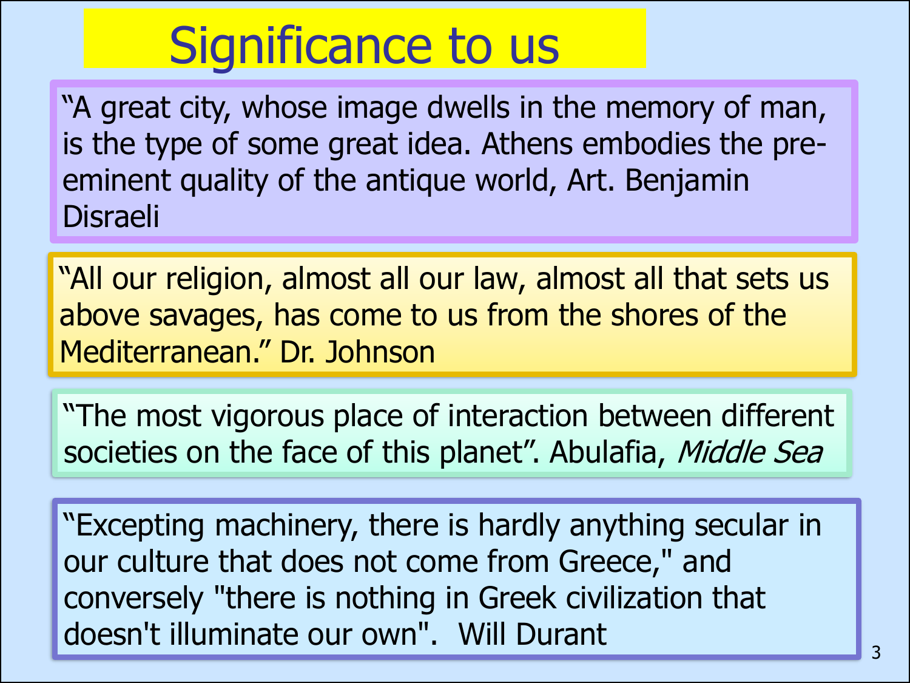# Significance to us

"A great city, whose image dwells in the memory of man, is the type of some great idea. Athens embodies the pre-eminent quality of the antique world, Art. Benjamin Disraeli

"All our religion, almost all our law, almost all that sets us above savages, has come to us from the shores of the Mediterranean." Dr. Johnson

"The most vigorous place of interaction between different societies on the face of this planet". Abulafia, *Middle Sea*

"Excepting machinery, there is hardly anything secular in our culture that does not come from Greece," and conversely "there is nothing in Greek civilization that doesn't illuminate our own". Will Durant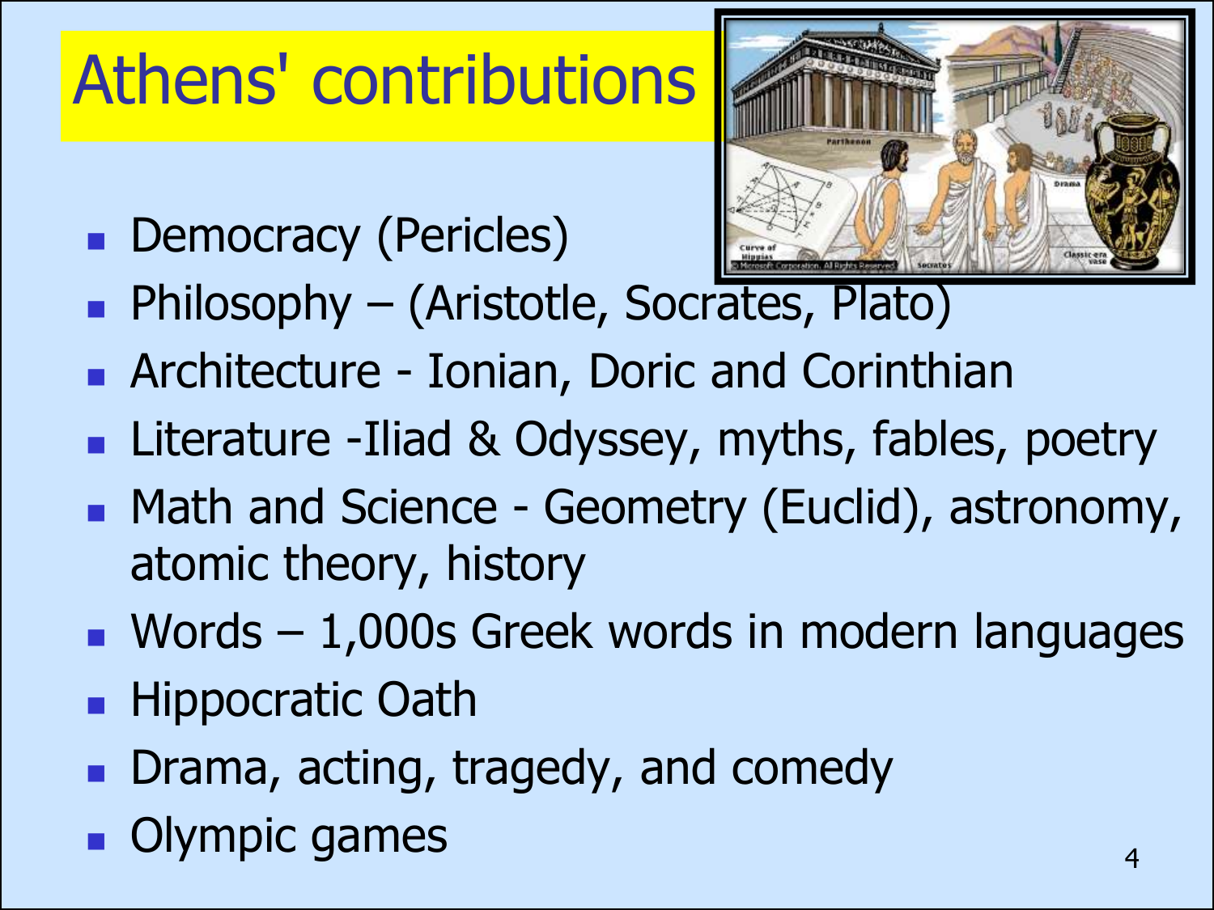# Athens' contributions

- Democracy (Pericles)
- Philosophy – (Aristotle, Socrates, Plato)
- Architecture - Ionian, Doric and Corinthian
- Literature -Iliad & Odyssey, myths, fables, poetry
- Math and Science - Geometry (Euclid), astronomy, atomic theory, history
- Words – 1,000s Greek words in modern languages
- Hippocratic Oath
- Drama, acting, tragedy, and comedy
- Olympic games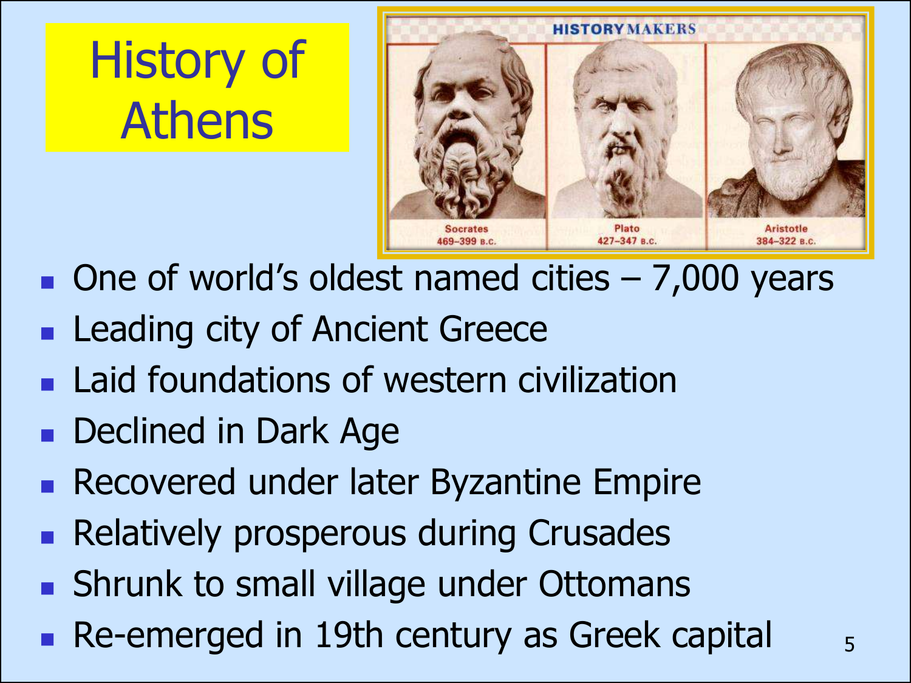# History of Athens

HISTORY MAKERS

Socrates 469–399 B.C.

Plato 427–347 B.C.

Aristotle 384–322 B.C.

- One of world's oldest named cities – 7,000 years
- Leading city of Ancient Greece
- Laid foundations of western civilization
- Declined in Dark Age
- Recovered under later Byzantine Empire
- Relatively prosperous during Crusades
- Shrunk to small village under Ottomans
- Re-emerged in 19th century as Greek capital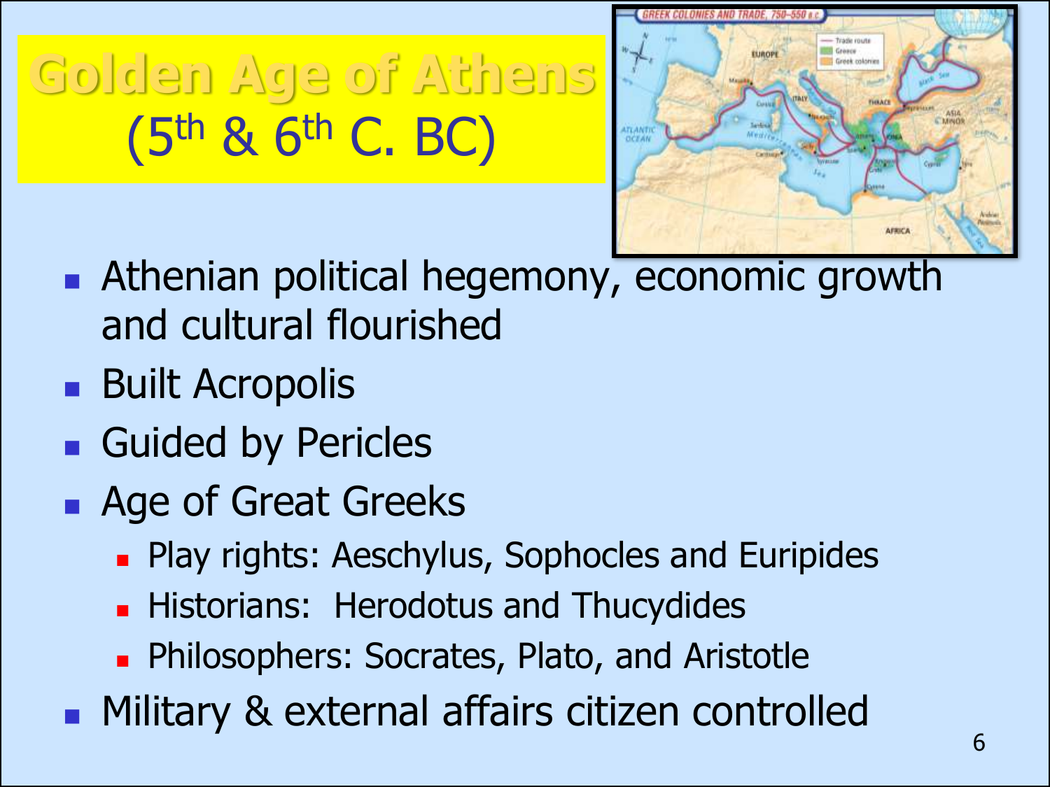# Golden Age of Athens
## ($5^{th}$ & $6^{th}$ C. BC)

- Athenian political hegemony, economic growth and cultural flourished
- Built Acropolis
- Guided by Pericles
- Age of Great Greeks
  - Play rights: Aeschylus, Sophocles and Euripides
  - Historians: Herodotus and Thucydides
  - Philosophers: Socrates, Plato, and Aristotle
- Military & external affairs citizen controlled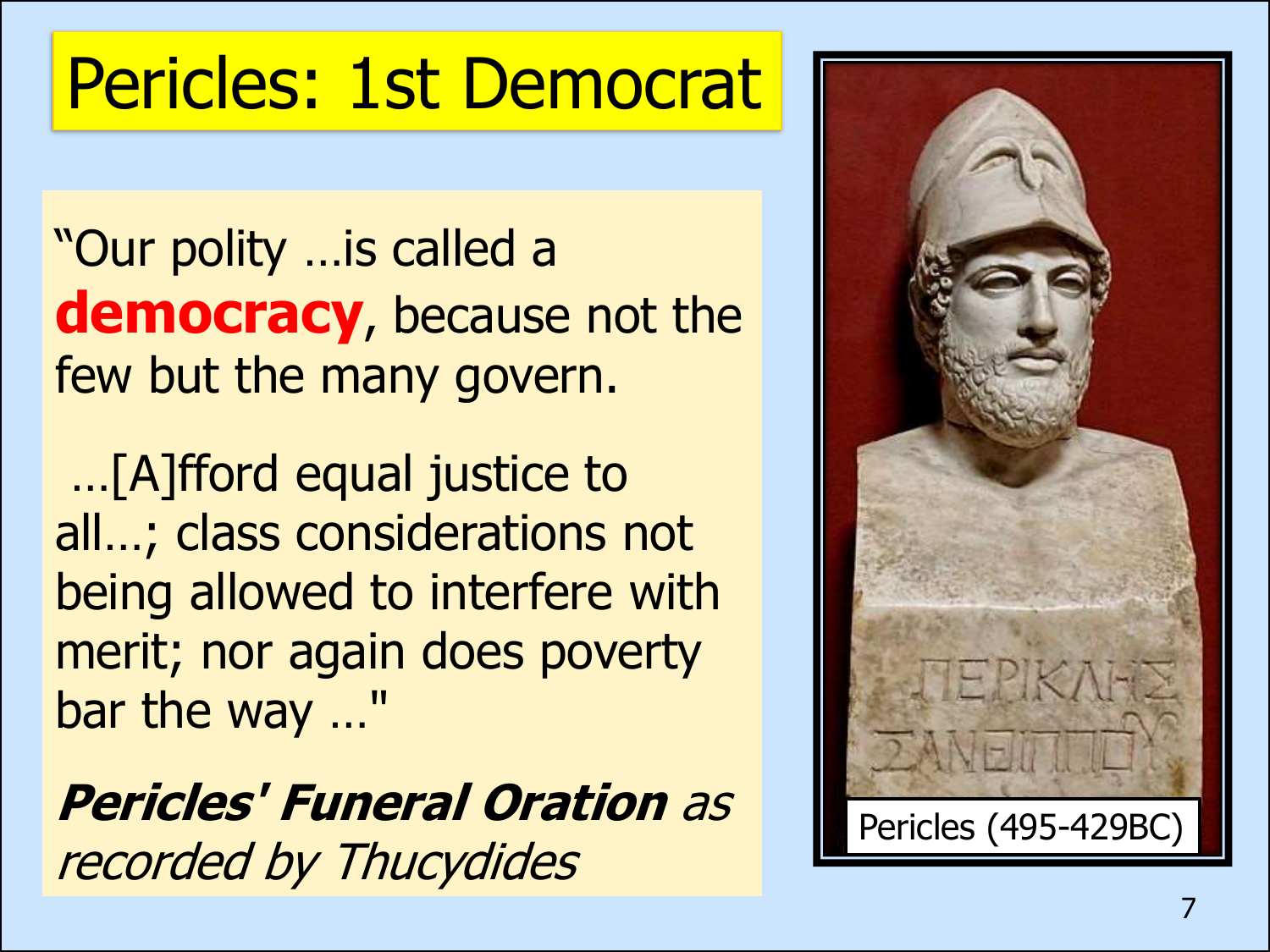# Pericles: 1st Democrat

"Our polity …is called a **democracy**, because not the few but the many govern.

…[A]fford equal justice to all…; class considerations not being allowed to interfere with merit; nor again does poverty bar the way …"

***Pericles' Funeral Oration** as recorded by Thucydides*

Pericles (495-429BC)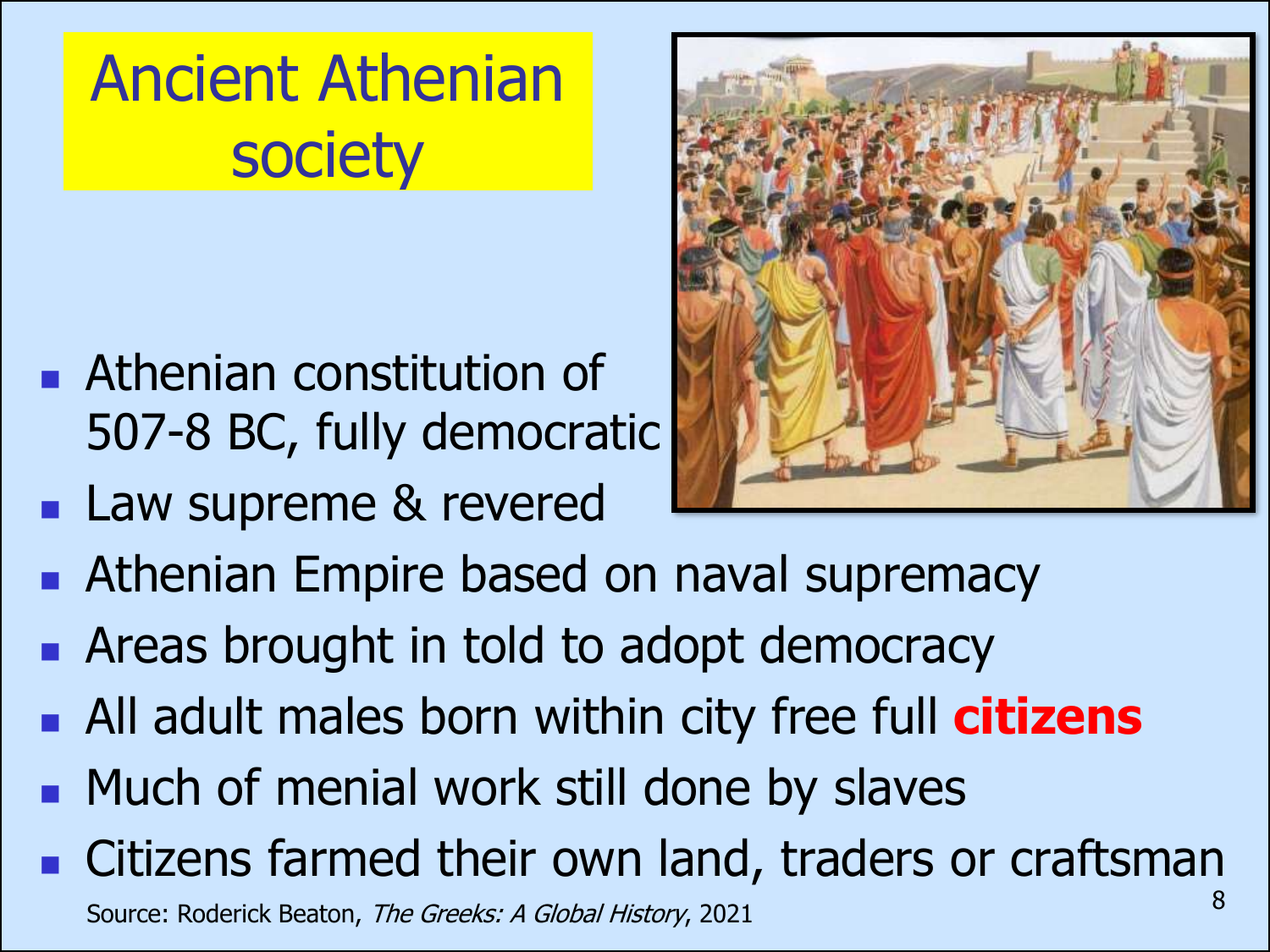# Ancient Athenian society

- Athenian constitution of 507-8 BC, fully democratic
- Law supreme & revered
- Athenian Empire based on naval supremacy
- Areas brought in told to adopt democracy
- All adult males born within city free full **citizens**
- Much of menial work still done by slaves
- Citizens farmed their own land, traders or craftsman

Source: Roderick Beaton, *The Greeks: A Global History*, 2021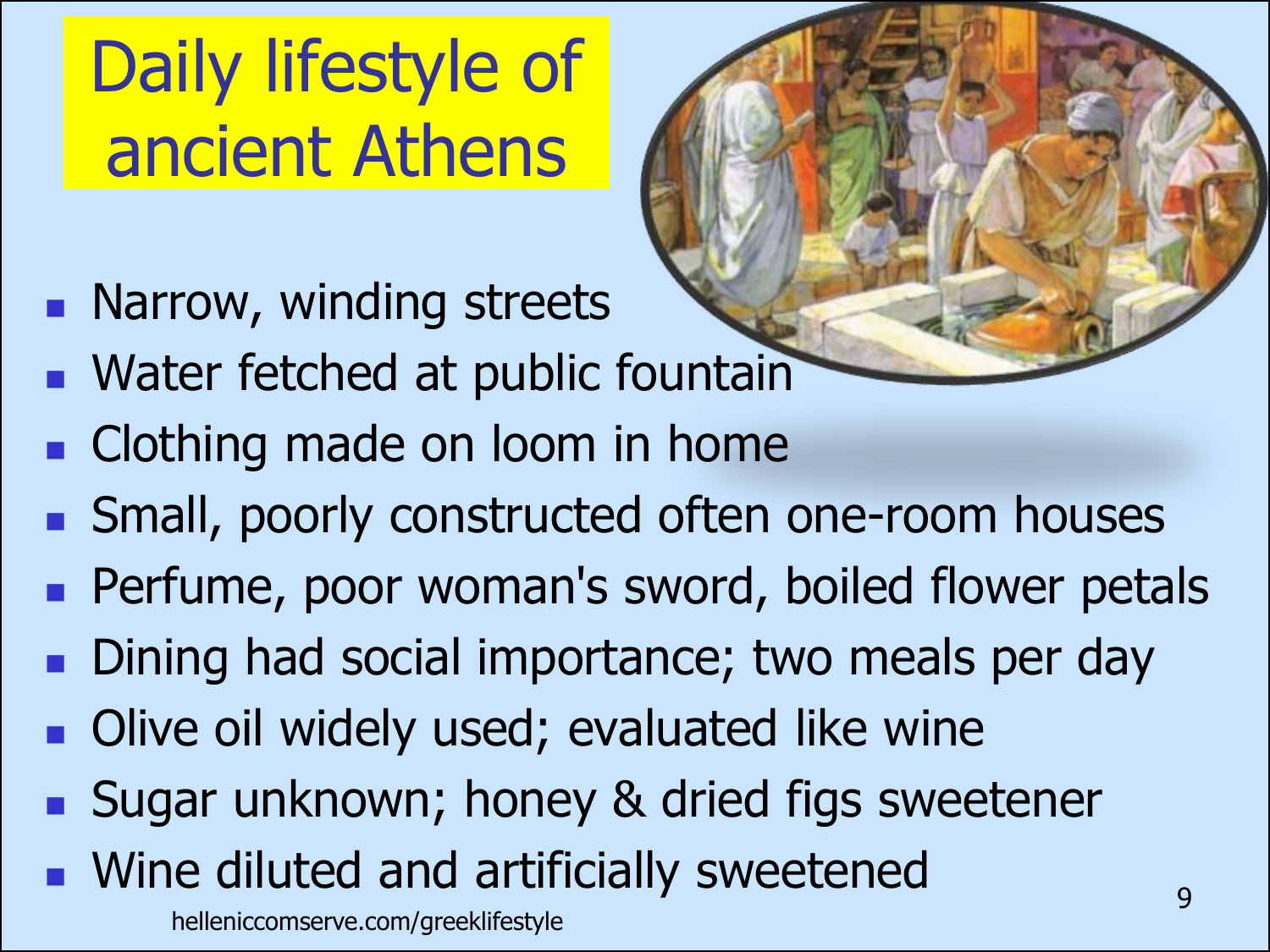# Daily lifestyle of ancient Athens

- Narrow, winding streets
- Water fetched at public fountain
- Clothing made on loom in home
- Small, poorly constructed often one-room houses
- Perfume, poor woman's sword, boiled flower petals
- Dining had social importance; two meals per day
- Olive oil widely used; evaluated like wine
- Sugar unknown; honey & dried figs sweetener
- Wine diluted and artificially sweetened

helleniccomserve.com/greeklifestyle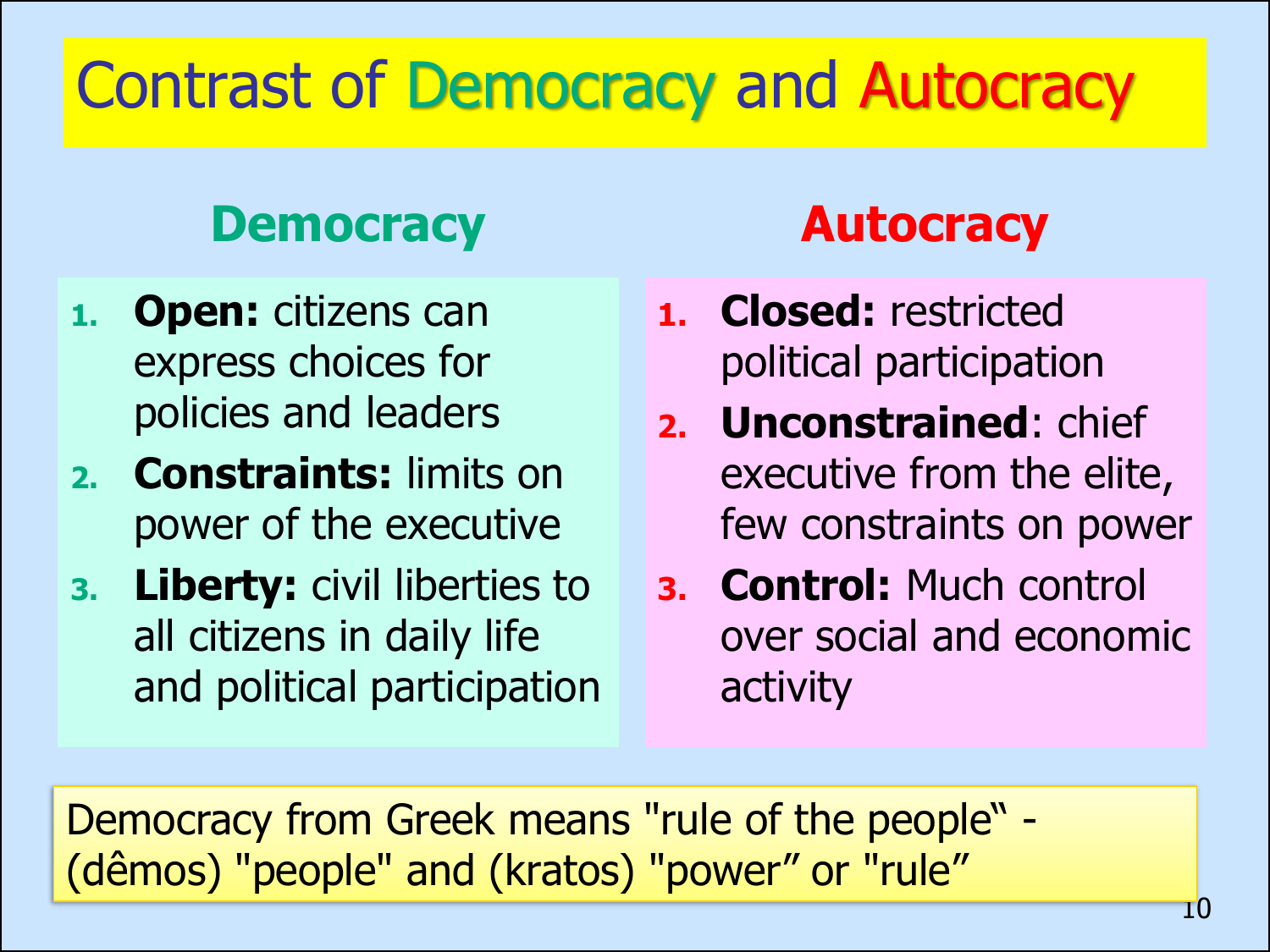# Contrast of Democracy and Autocracy

## Democracy

1. **Open:** citizens can express choices for policies and leaders
2. **Constraints:** limits on power of the executive
3. **Liberty:** civil liberties to all citizens in daily life and political participation

## Autocracy

1. **Closed:** restricted political participation
2. **Unconstrained**: chief executive from the elite, few constraints on power
3. **Control:** Much control over social and economic activity

Democracy from Greek means "rule of the people‟ - (dêmos) "people" and (kratos) "power” or "rule”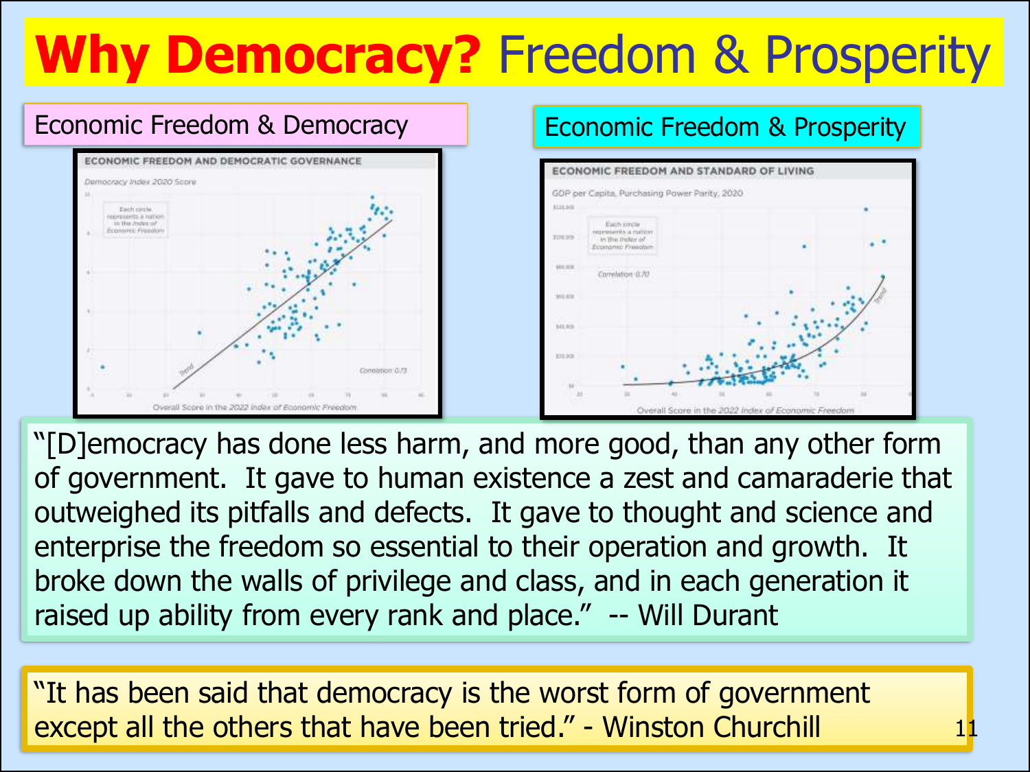# Why Democracy? Freedom & Prosperity

## Economic Freedom & Democracy

## Economic Freedom & Prosperity

"[D]emocracy has done less harm, and more good, than any other form of government. It gave to human existence a zest and camaraderie that outweighed its pitfalls and defects. It gave to thought and science and enterprise the freedom so essential to their operation and growth. It broke down the walls of privilege and class, and in each generation it raised up ability from every rank and place." -- Will Durant

"It has been said that democracy is the worst form of government except all the others that have been tried." - Winston Churchill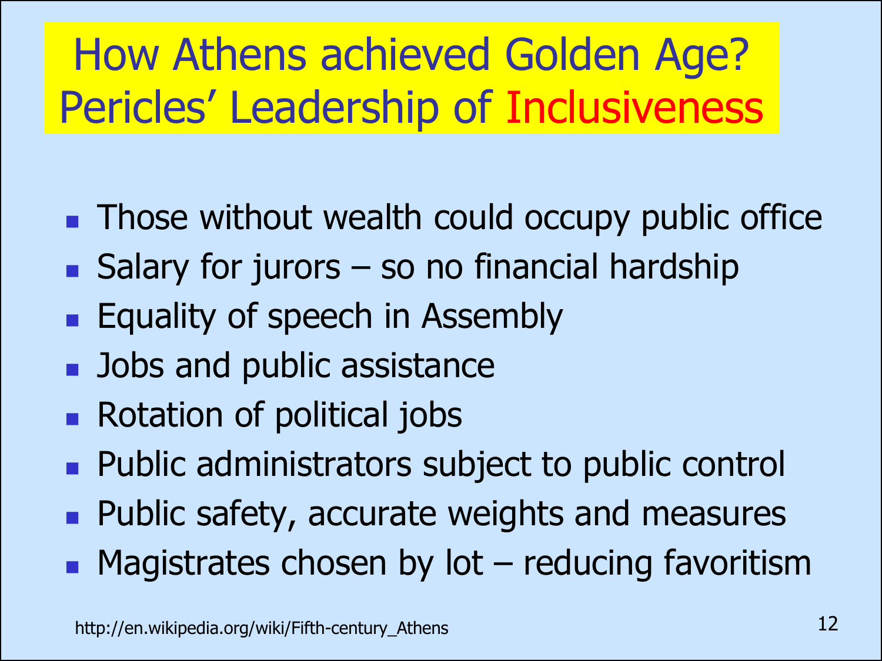# How Athens achieved Golden Age? Pericles' Leadership of Inclusiveness

- Those without wealth could occupy public office
- Salary for jurors – so no financial hardship
- Equality of speech in Assembly
- Jobs and public assistance
- Rotation of political jobs
- Public administrators subject to public control
- Public safety, accurate weights and measures
- Magistrates chosen by lot – reducing favoritism

http://en.wikipedia.org/wiki/Fifth-century_Athens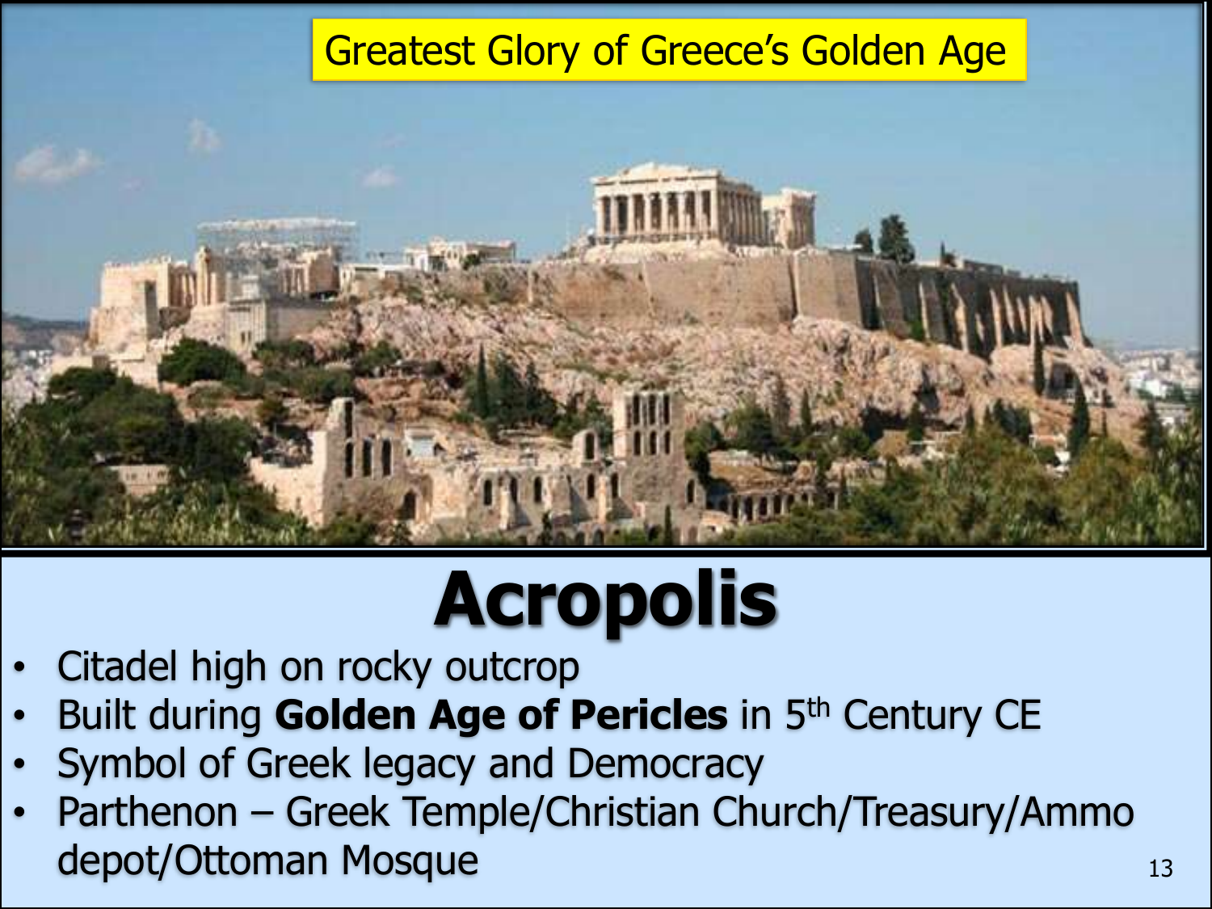Greatest Glory of Greece's Golden Age

# Acropolis

- Citadel high on rocky outcrop
- Built during **Golden Age of Pericles** in 5th Century CE
- Symbol of Greek legacy and Democracy
- Parthenon – Greek Temple/Christian Church/Treasury/Ammo depot/Ottoman Mosque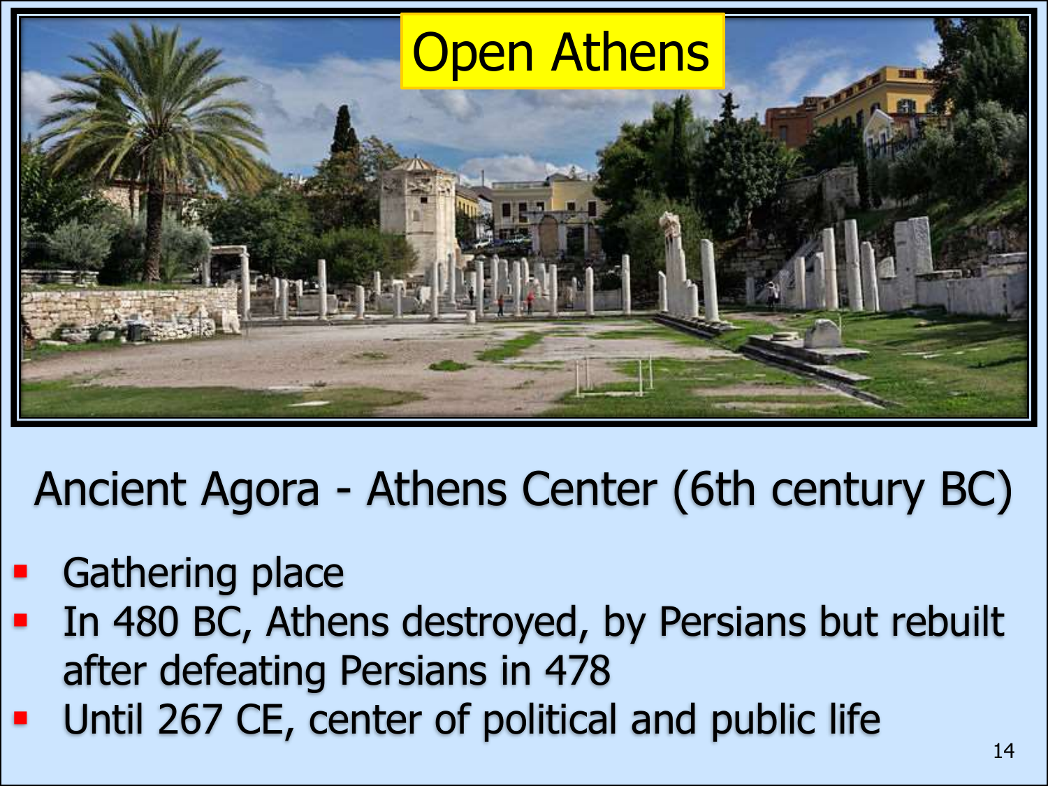Open Athens

## Ancient Agora - Athens Center (6th century BC)

- Gathering place
- In 480 BC, Athens destroyed, by Persians but rebuilt after defeating Persians in 478
- Until 267 CE, center of political and public life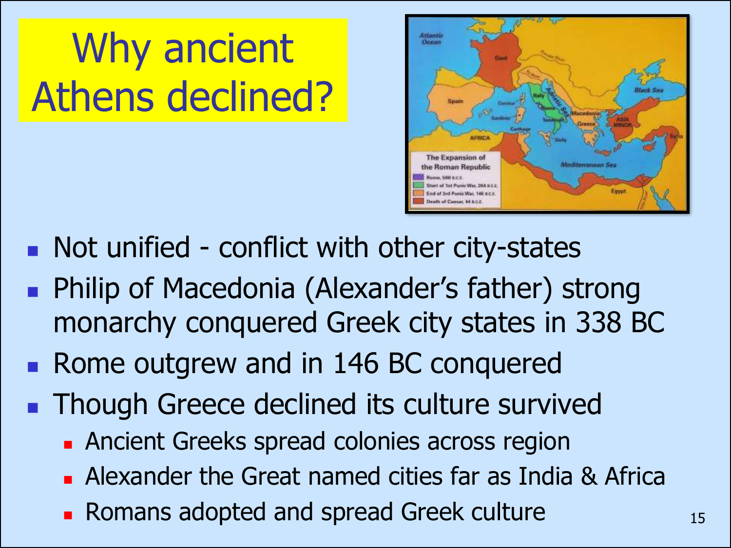# Why ancient Athens declined?

- Not unified - conflict with other city-states
- Philip of Macedonia (Alexander's father) strong monarchy conquered Greek city states in 338 BC
- Rome outgrew and in 146 BC conquered
- Though Greece declined its culture survived
  - Ancient Greeks spread colonies across region
  - Alexander the Great named cities far as India & Africa
  - Romans adopted and spread Greek culture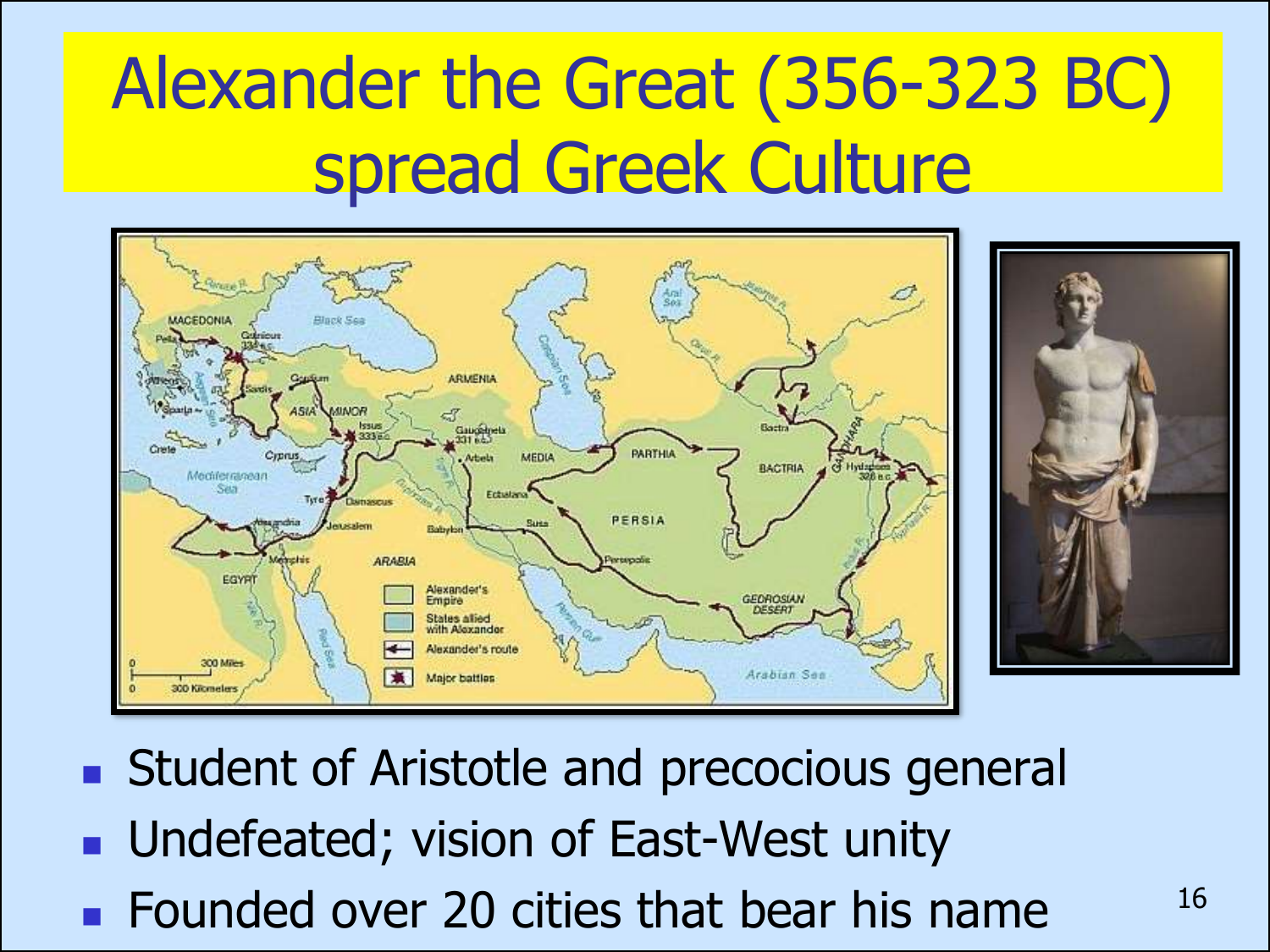# Alexander the Great (356-323 BC) spread Greek Culture

- Student of Aristotle and precocious general
- Undefeated; vision of East-West unity
- Founded over 20 cities that bear his name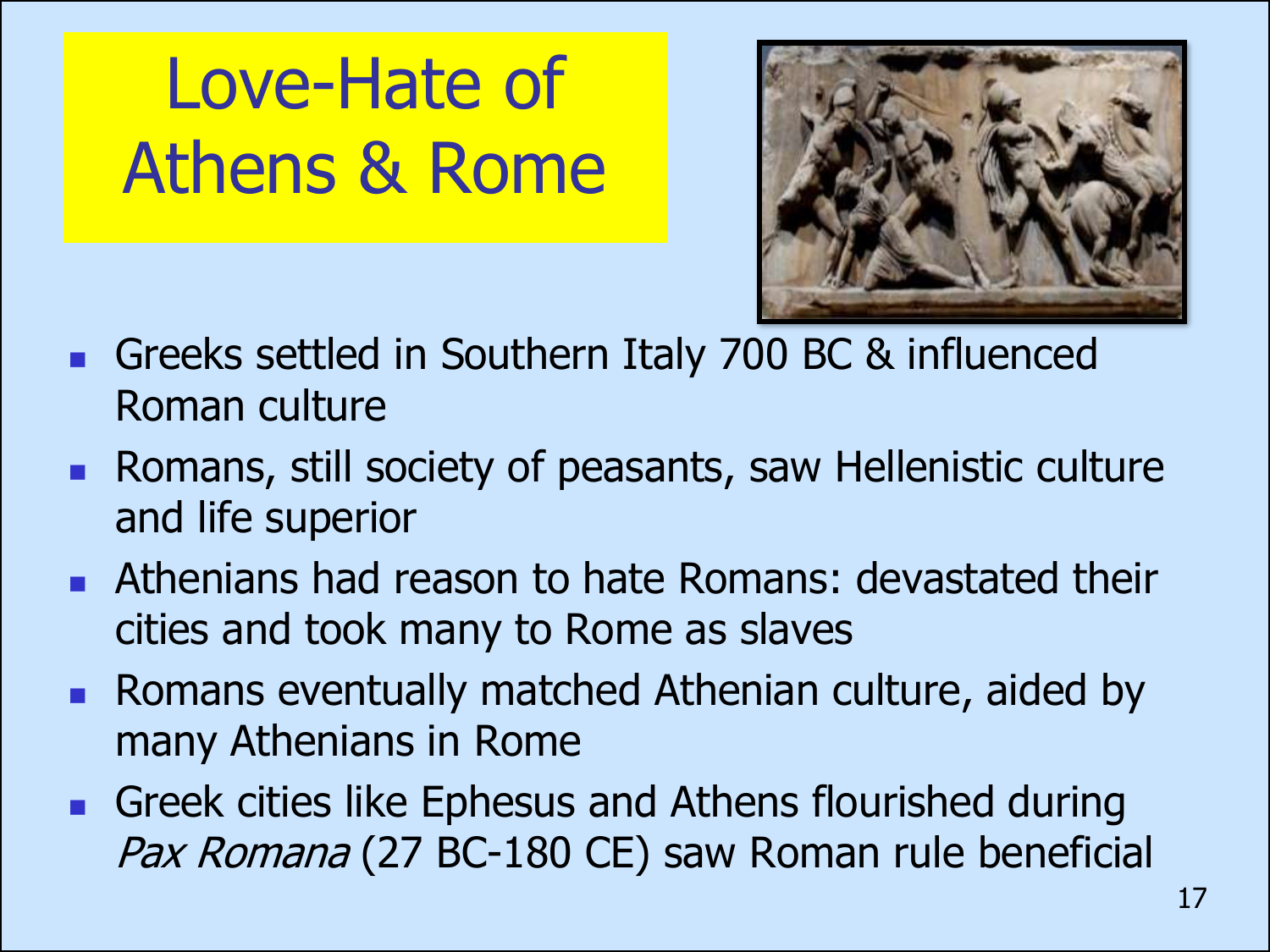# Love-Hate of Athens & Rome

- Greeks settled in Southern Italy 700 BC & influenced Roman culture
- Romans, still society of peasants, saw Hellenistic culture and life superior
- Athenians had reason to hate Romans: devastated their cities and took many to Rome as slaves
- Romans eventually matched Athenian culture, aided by many Athenians in Rome
- Greek cities like Ephesus and Athens flourished during *Pax Romana* (27 BC-180 CE) saw Roman rule beneficial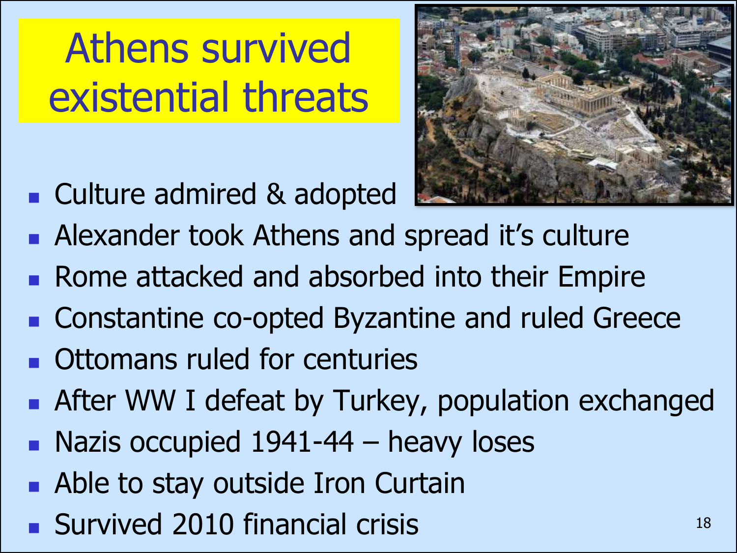# Athens survived existential threats

- Culture admired & adopted
- Alexander took Athens and spread it's culture
- Rome attacked and absorbed into their Empire
- Constantine co-opted Byzantine and ruled Greece
- Ottomans ruled for centuries
- After WW I defeat by Turkey, population exchanged
- Nazis occupied 1941-44 – heavy loses
- Able to stay outside Iron Curtain
- Survived 2010 financial crisis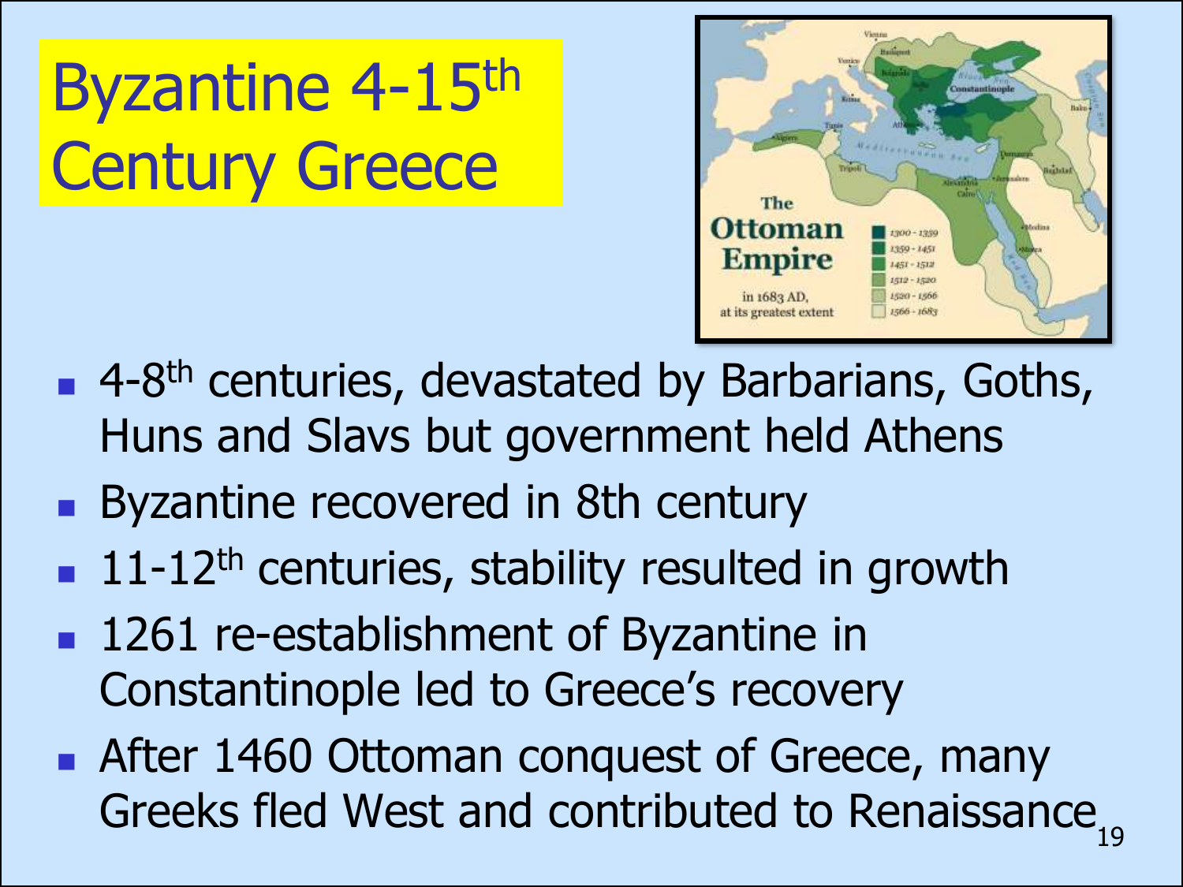# Byzantine 4-15th Century Greece

- 4-8th centuries, devastated by Barbarians, Goths, Huns and Slavs but government held Athens
- Byzantine recovered in 8th century
- 11-12th centuries, stability resulted in growth
- 1261 re-establishment of Byzantine in Constantinople led to Greece's recovery
- After 1460 Ottoman conquest of Greece, many Greeks fled West and contributed to Renaissance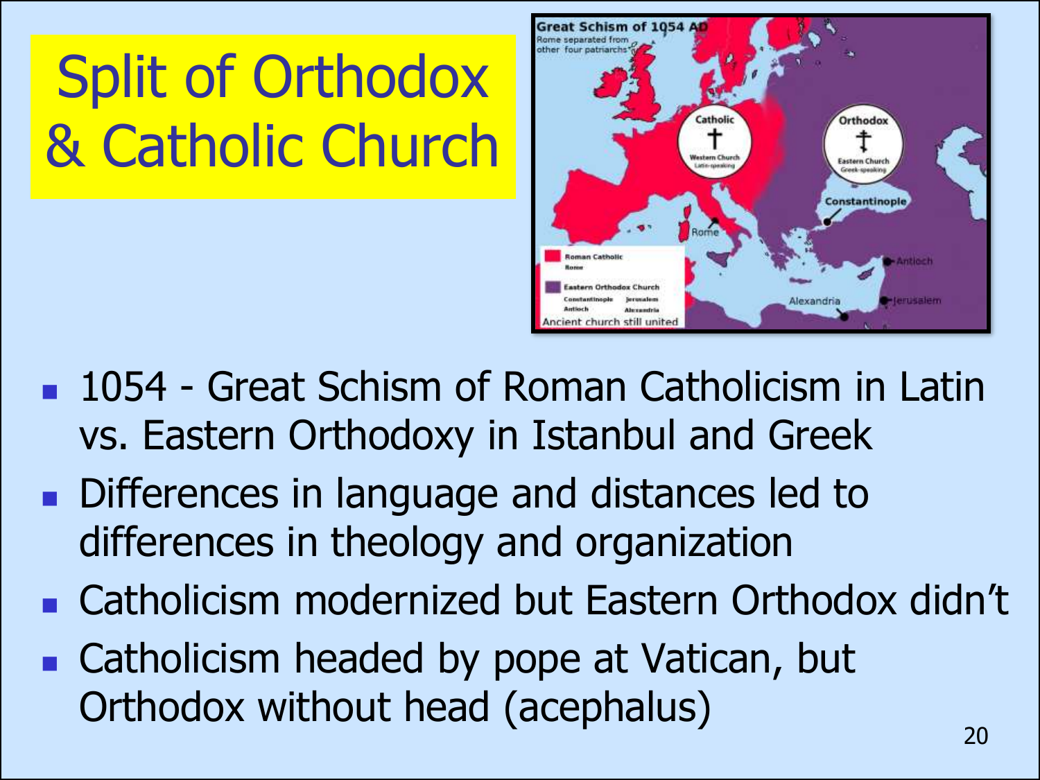# Split of Orthodox & Catholic Church

- 1054 - Great Schism of Roman Catholicism in Latin vs. Eastern Orthodoxy in Istanbul and Greek
- Differences in language and distances led to differences in theology and organization
- Catholicism modernized but Eastern Orthodox didn't
- Catholicism headed by pope at Vatican, but Orthodox without head (acephalus)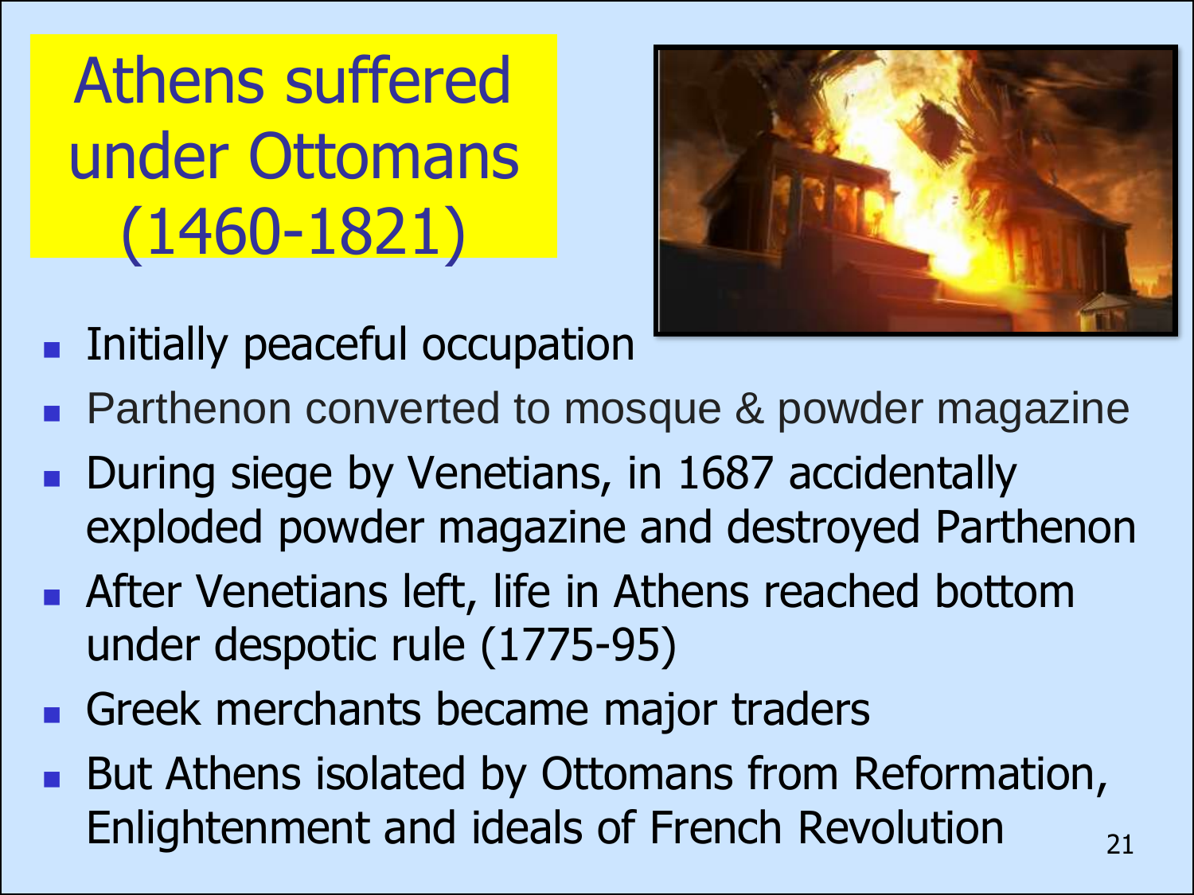# Athens suffered under Ottomans (1460-1821)

- Initially peaceful occupation
- Parthenon converted to mosque & powder magazine
- During siege by Venetians, in 1687 accidentally exploded powder magazine and destroyed Parthenon
- After Venetians left, life in Athens reached bottom under despotic rule (1775-95)
- Greek merchants became major traders
- But Athens isolated by Ottomans from Reformation, Enlightenment and ideals of French Revolution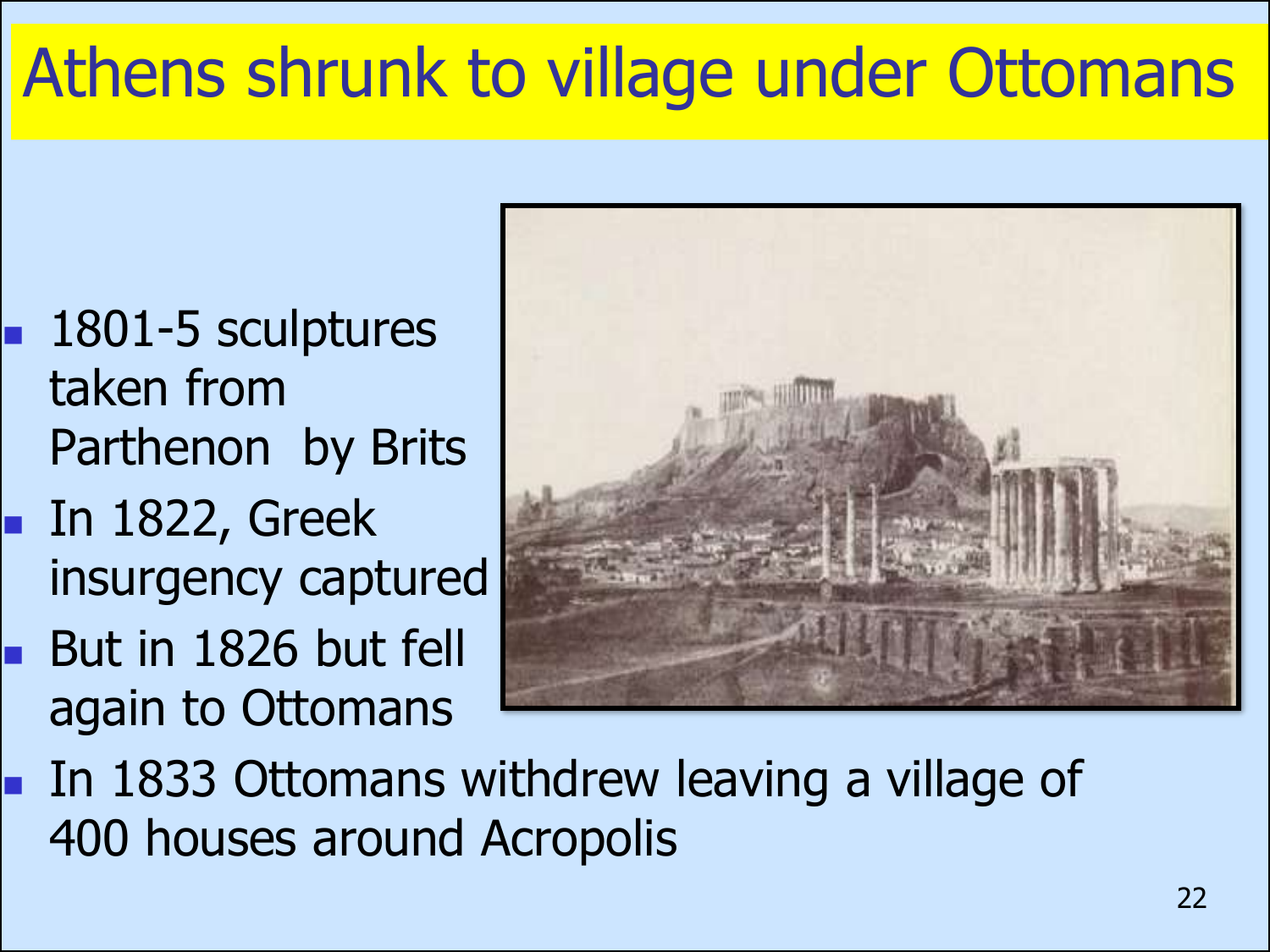# Athens shrunk to village under Ottomans

- 1801-5 sculptures taken from Parthenon  by Brits
- In 1822, Greek insurgency captured
- But in 1826 but fell again to Ottomans
- In 1833 Ottomans withdrew leaving a village of 400 houses around Acropolis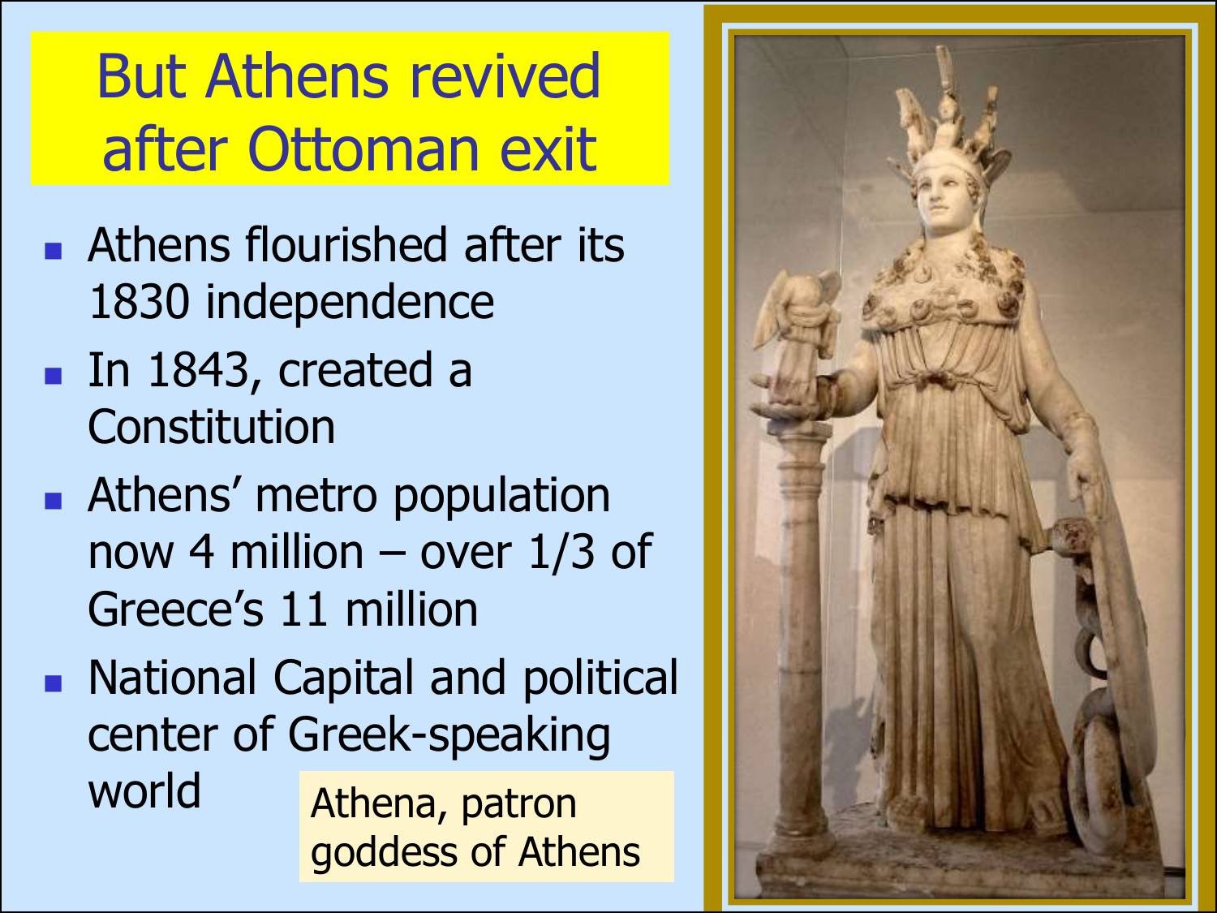# But Athens revived after Ottoman exit

- Athens flourished after its 1830 independence
- In 1843, created a Constitution
- Athens' metro population now 4 million – over 1/3 of Greece's 11 million
- National Capital and political center of Greek-speaking world

Athena, patron goddess of Athens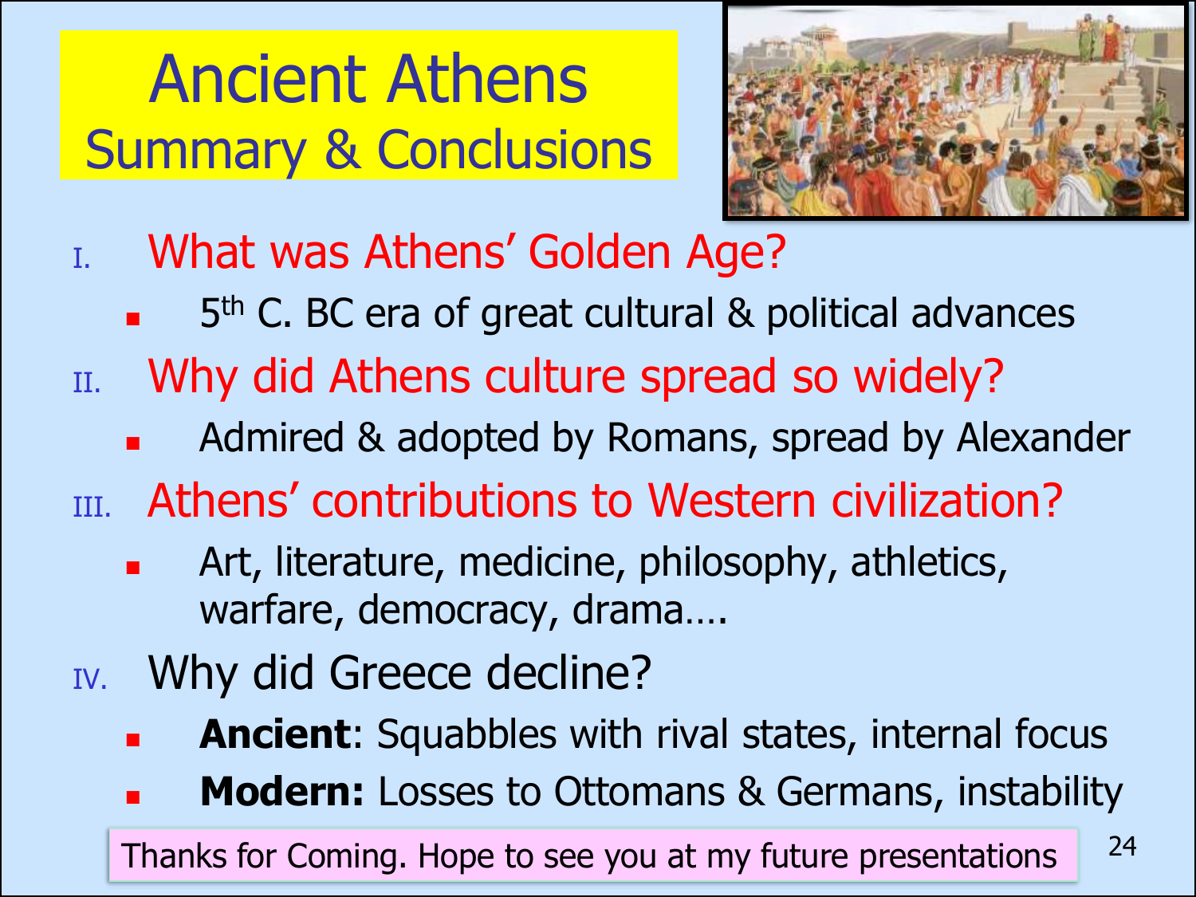# Ancient Athens
## Summary & Conclusions

I. What was Athens' Golden Age?
   - $5^{th}$ C. BC era of great cultural & political advances

II. Why did Athens culture spread so widely?
   - Admired & adopted by Romans, spread by Alexander

III. Athens' contributions to Western civilization?
   - Art, literature, medicine, philosophy, athletics, warfare, democracy, drama….

IV. Why did Greece decline?
   - **Ancient**: Squabbles with rival states, internal focus
   - **Modern:** Losses to Ottomans & Germans, instability

Thanks for Coming. Hope to see you at my future presentations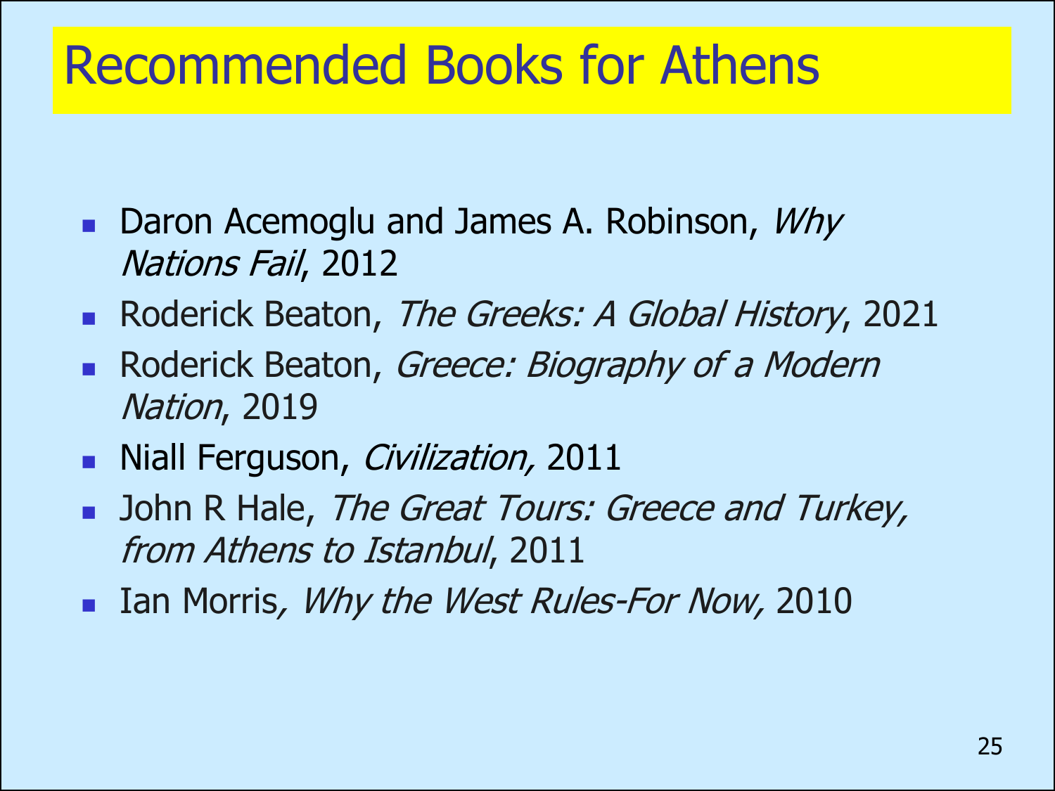# Recommended Books for Athens

- Daron Acemoglu and James A. Robinson, *Why Nations Fail*, 2012
- Roderick Beaton, *The Greeks: A Global History*, 2021
- Roderick Beaton, *Greece: Biography of a Modern Nation*, 2019
- Niall Ferguson, *Civilization,* 2011
- John R Hale, *The Great Tours: Greece and Turkey, from Athens to Istanbul*, 2011
- Ian Morris*, Why the West Rules-For Now,* 2010